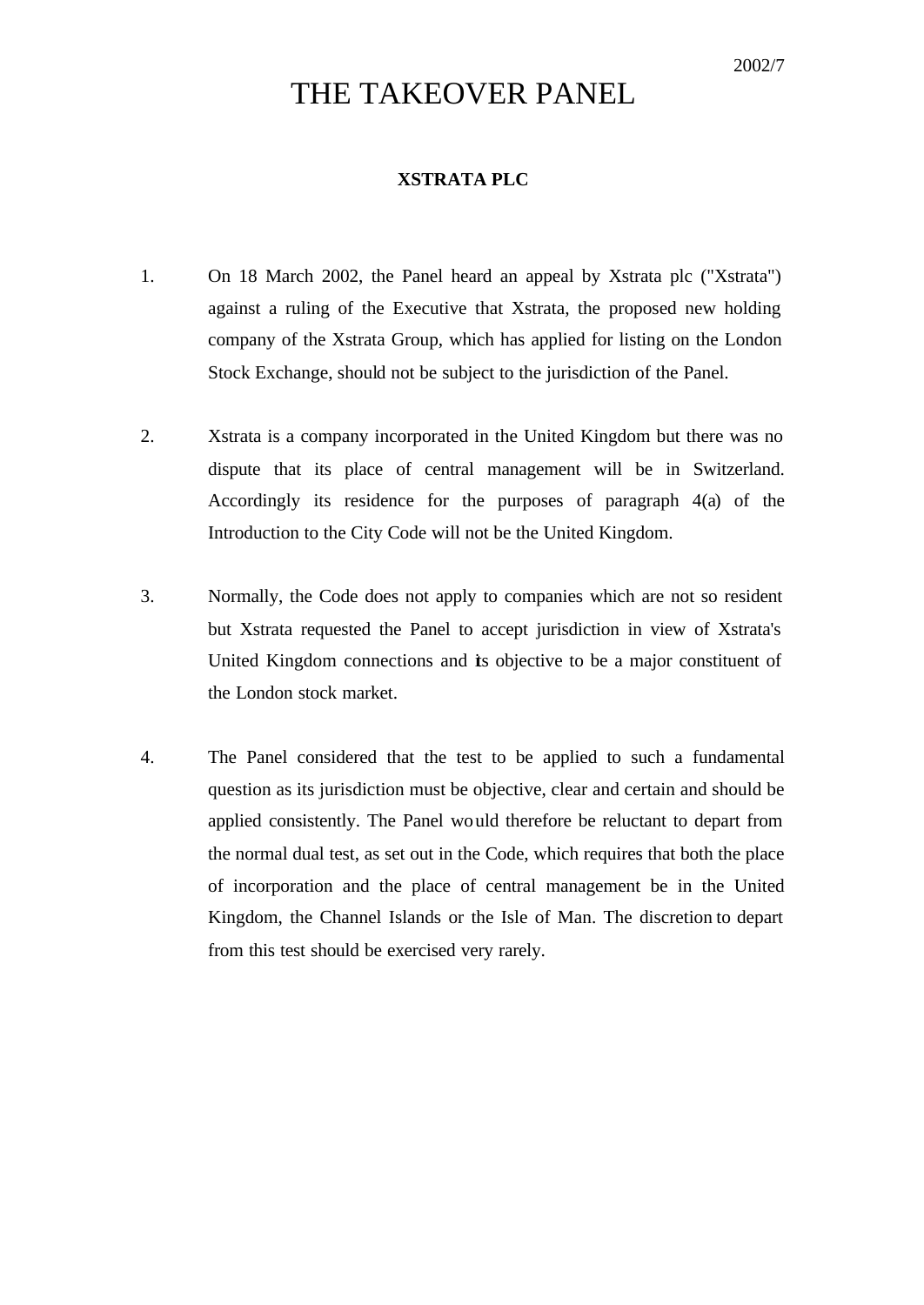2002/7

# THE TAKEOVER PANEL

## XSTRATA PLC

1. On 18 March 2002, the Panel heard an appeal by Xstrata plc ("Xstrata") against a ruling of the Executive that Xstrata, the proposed new holding company of the Xstrata Group, which has applied for listing on the London Stock Exchange, should not be subject to the jurisdiction of the Panel.

2. Xstrata is a company incorporated in the United Kingdom but there was no dispute that its place of central management will be in Switzerland. Accordingly its residence for the purposes of paragraph 4(a) of the Introduction to the City Code will not be the United Kingdom.

3. Normally, the Code does not apply to companies which are not so resident but Xstrata requested the Panel to accept jurisdiction in view of Xstrata's United Kingdom connections and its objective to be a major constituent of the London stock market.

4. The Panel considered that the test to be applied to such a fundamental question as its jurisdiction must be objective, clear and certain and should be applied consistently. The Panel would therefore be reluctant to depart from the normal dual test, as set out in the Code, which requires that both the place of incorporation and the place of central management be in the United Kingdom, the Channel Islands or the Isle of Man. The discretion to depart from this test should be exercised very rarely.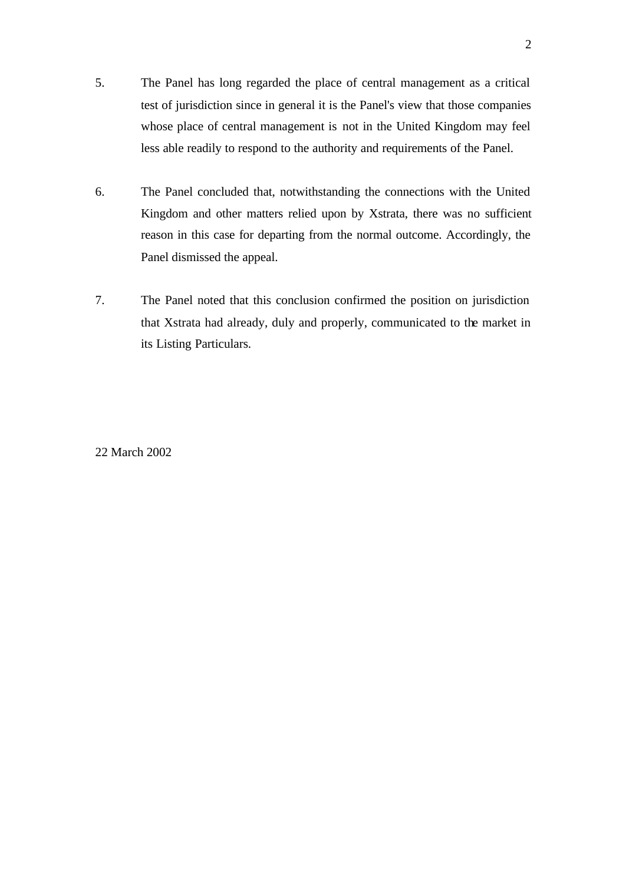5. The Panel has long regarded the place of central management as a critical test of jurisdiction since in general it is the Panel's view that those companies whose place of central management is not in the United Kingdom may feel less able readily to respond to the authority and requirements of the Panel.

6. The Panel concluded that, notwithstanding the connections with the United Kingdom and other matters relied upon by Xstrata, there was no sufficient reason in this case for departing from the normal outcome. Accordingly, the Panel dismissed the appeal.

7. The Panel noted that this conclusion confirmed the position on jurisdiction that Xstrata had already, duly and properly, communicated to the market in its Listing Particulars.

22 March 2002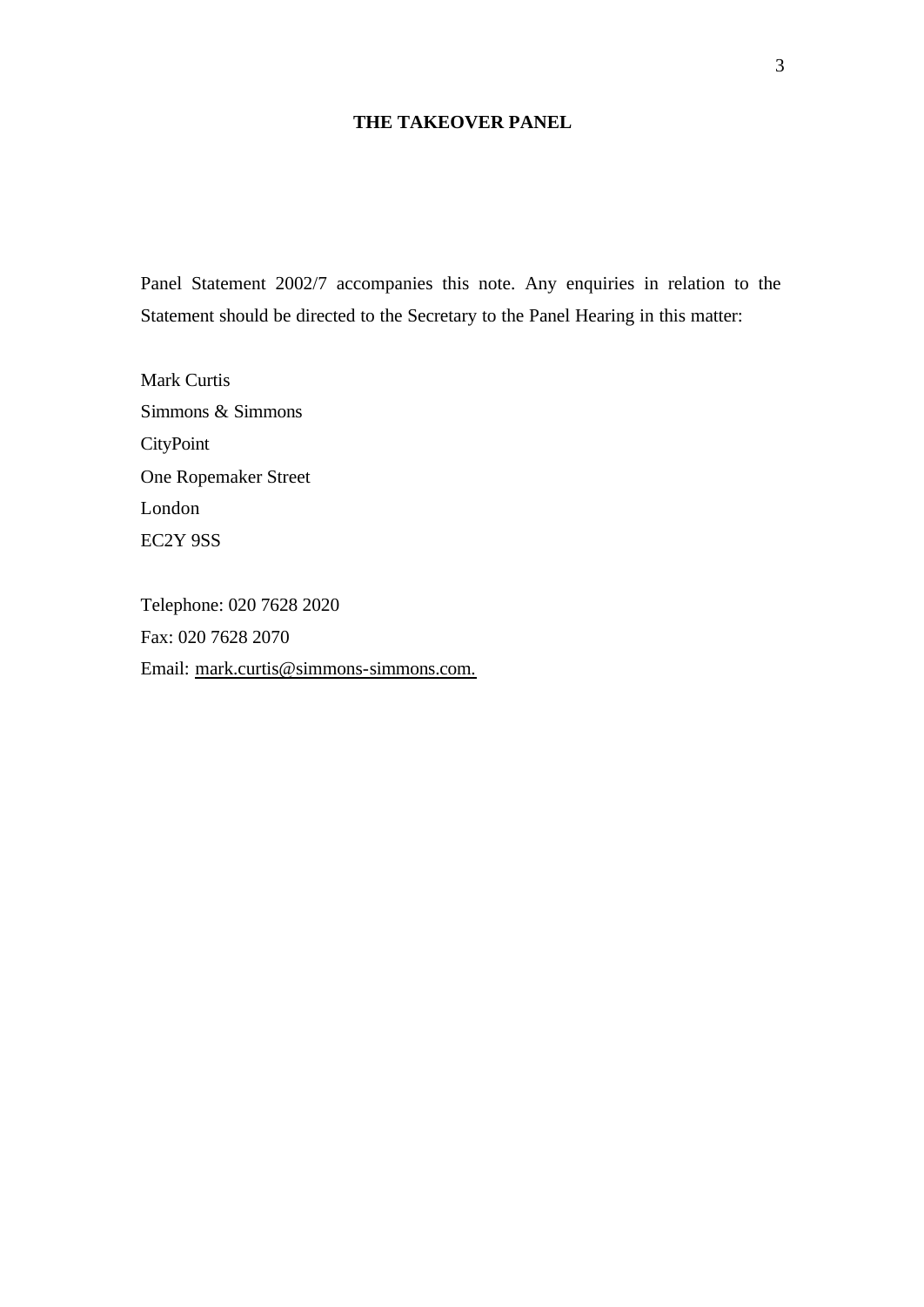# THE TAKEOVER PANEL

Panel Statement 2002/7 accompanies this note. Any enquiries in relation to the Statement should be directed to the Secretary to the Panel Hearing in this matter:

Mark Curtis
Simmons & Simmons
CityPoint
One Ropemaker Street
London
EC2Y 9SS

Telephone: 020 7628 2020
Fax: 020 7628 2070
Email: mark.curtis@simmons-simmons.com.